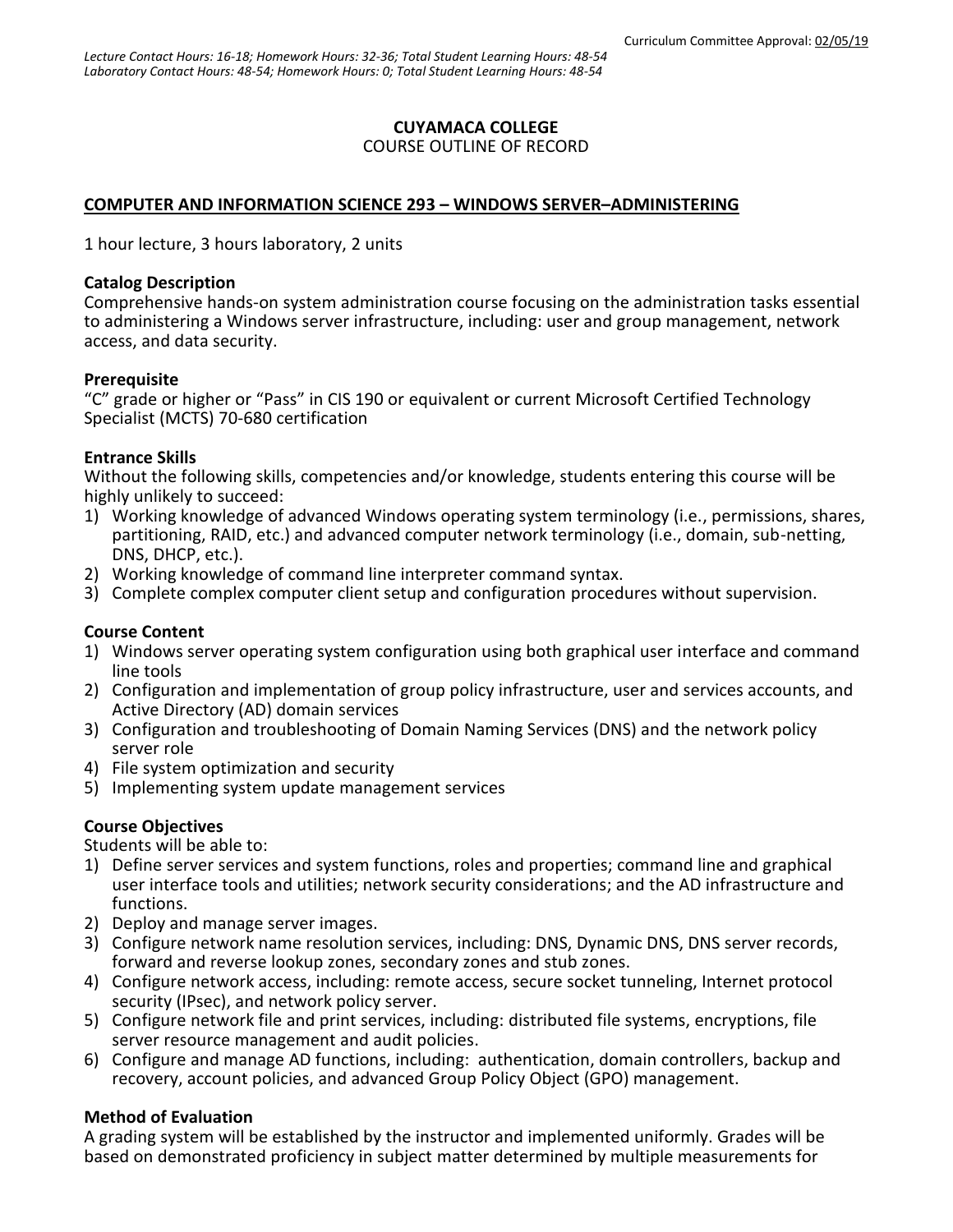*Lecture Contact Hours: 16-18; Homework Hours: 32-36; Total Student Learning Hours: 48-54*
*Laboratory Contact Hours: 48-54; Homework Hours: 0; Total Student Learning Hours: 48-54*

Curriculum Committee Approval: 02/05/19

**CUYAMACA COLLEGE**
COURSE OUTLINE OF RECORD

**COMPUTER AND INFORMATION SCIENCE 293 – WINDOWS SERVER–ADMINISTERING**

1 hour lecture, 3 hours laboratory, 2 units

**Catalog Description**
Comprehensive hands-on system administration course focusing on the administration tasks essential to administering a Windows server infrastructure, including: user and group management, network access, and data security.

**Prerequisite**
"C" grade or higher or "Pass" in CIS 190 or equivalent or current Microsoft Certified Technology Specialist (MCTS) 70-680 certification

**Entrance Skills**
Without the following skills, competencies and/or knowledge, students entering this course will be highly unlikely to succeed:

1) Working knowledge of advanced Windows operating system terminology (i.e., permissions, shares, partitioning, RAID, etc.) and advanced computer network terminology (i.e., domain, sub-netting, DNS, DHCP, etc.).
2) Working knowledge of command line interpreter command syntax.
3) Complete complex computer client setup and configuration procedures without supervision.

**Course Content**

1) Windows server operating system configuration using both graphical user interface and command line tools
2) Configuration and implementation of group policy infrastructure, user and services accounts, and Active Directory (AD) domain services
3) Configuration and troubleshooting of Domain Naming Services (DNS) and the network policy server role
4) File system optimization and security
5) Implementing system update management services

**Course Objectives**
Students will be able to:

1) Define server services and system functions, roles and properties; command line and graphical user interface tools and utilities; network security considerations; and the AD infrastructure and functions.
2) Deploy and manage server images.
3) Configure network name resolution services, including: DNS, Dynamic DNS, DNS server records, forward and reverse lookup zones, secondary zones and stub zones.
4) Configure network access, including: remote access, secure socket tunneling, Internet protocol security (IPsec), and network policy server.
5) Configure network file and print services, including: distributed file systems, encryptions, file server resource management and audit policies.
6) Configure and manage AD functions, including: authentication, domain controllers, backup and recovery, account policies, and advanced Group Policy Object (GPO) management.

**Method of Evaluation**
A grading system will be established by the instructor and implemented uniformly. Grades will be based on demonstrated proficiency in subject matter determined by multiple measurements for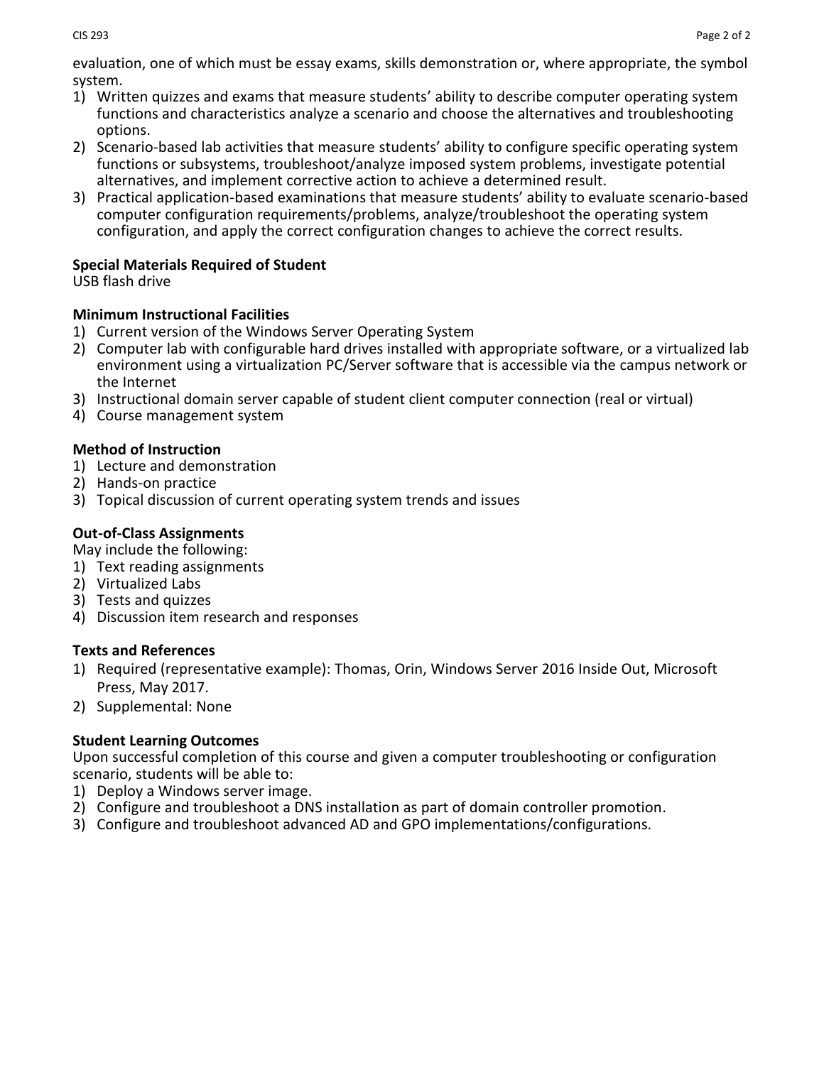evaluation, one of which must be essay exams, skills demonstration or, where appropriate, the symbol system.

1) Written quizzes and exams that measure students' ability to describe computer operating system functions and characteristics analyze a scenario and choose the alternatives and troubleshooting options.
2) Scenario-based lab activities that measure students' ability to configure specific operating system functions or subsystems, troubleshoot/analyze imposed system problems, investigate potential alternatives, and implement corrective action to achieve a determined result.
3) Practical application-based examinations that measure students' ability to evaluate scenario-based computer configuration requirements/problems, analyze/troubleshoot the operating system configuration, and apply the correct configuration changes to achieve the correct results.

**Special Materials Required of Student**
USB flash drive

**Minimum Instructional Facilities**
1) Current version of the Windows Server Operating System
2) Computer lab with configurable hard drives installed with appropriate software, or a virtualized lab environment using a virtualization PC/Server software that is accessible via the campus network or the Internet
3) Instructional domain server capable of student client computer connection (real or virtual)
4) Course management system

**Method of Instruction**
1) Lecture and demonstration
2) Hands-on practice
3) Topical discussion of current operating system trends and issues

**Out-of-Class Assignments**
May include the following:
1) Text reading assignments
2) Virtualized Labs
3) Tests and quizzes
4) Discussion item research and responses

**Texts and References**
1) Required (representative example): Thomas, Orin, Windows Server 2016 Inside Out, Microsoft Press, May 2017.
2) Supplemental: None

**Student Learning Outcomes**
Upon successful completion of this course and given a computer troubleshooting or configuration scenario, students will be able to:
1) Deploy a Windows server image.
2) Configure and troubleshoot a DNS installation as part of domain controller promotion.
3) Configure and troubleshoot advanced AD and GPO implementations/configurations.